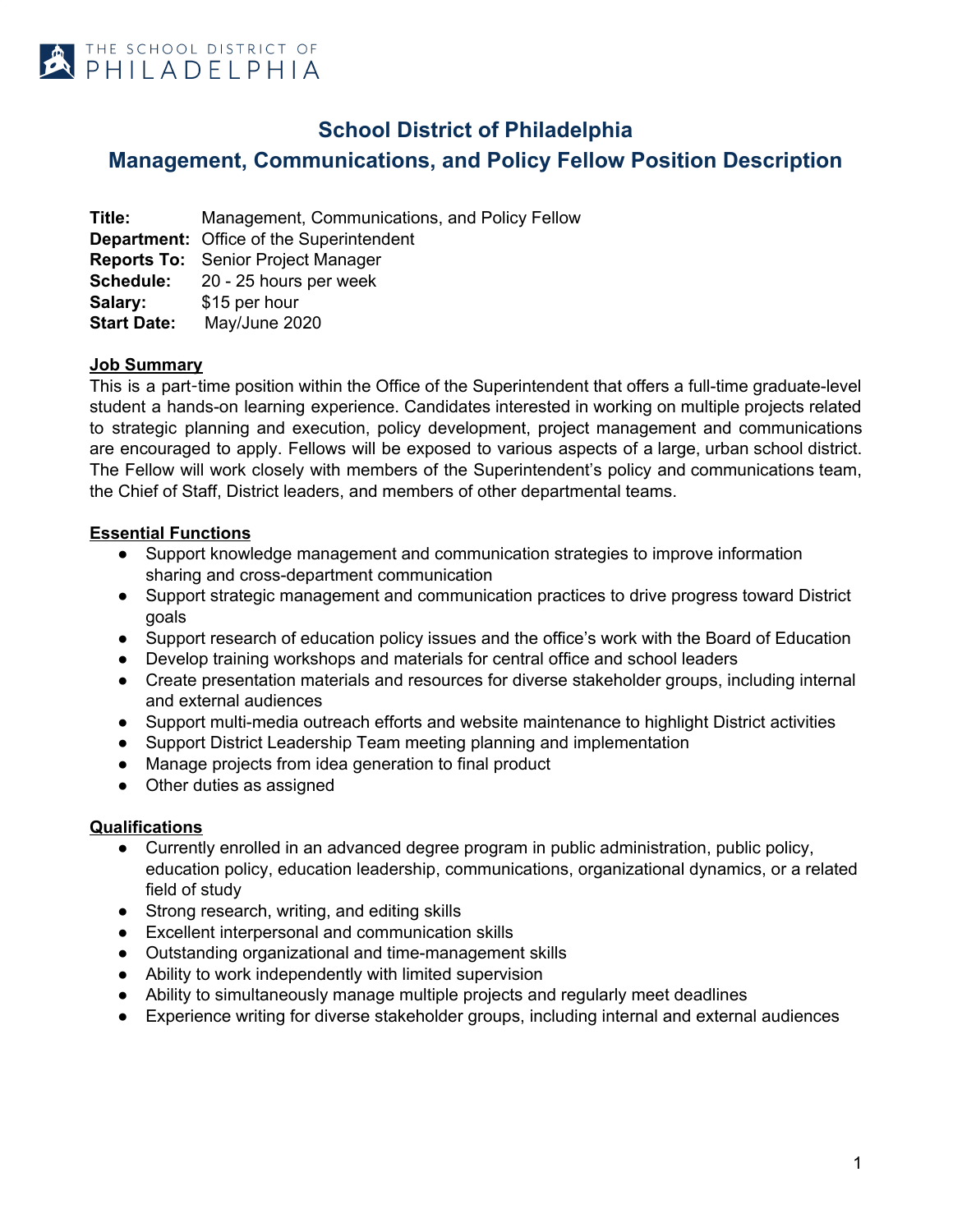THE SCHOOL DISTRICT OF PHILADELPHIA

# School District of Philadelphia
## Management, Communications, and Policy Fellow Position Description

**Title:** Management, Communications, and Policy Fellow
**Department:** Office of the Superintendent
**Reports To:** Senior Project Manager
**Schedule:** 20 - 25 hours per week
**Salary:** $15 per hour
**Start Date:** May/June 2020

### Job Summary

This is a part-time position within the Office of the Superintendent that offers a full-time graduate-level student a hands-on learning experience. Candidates interested in working on multiple projects related to strategic planning and execution, policy development, project management and communications are encouraged to apply. Fellows will be exposed to various aspects of a large, urban school district. The Fellow will work closely with members of the Superintendent's policy and communications team, the Chief of Staff, District leaders, and members of other departmental teams.

### Essential Functions

- Support knowledge management and communication strategies to improve information sharing and cross-department communication
- Support strategic management and communication practices to drive progress toward District goals
- Support research of education policy issues and the office's work with the Board of Education
- Develop training workshops and materials for central office and school leaders
- Create presentation materials and resources for diverse stakeholder groups, including internal and external audiences
- Support multi-media outreach efforts and website maintenance to highlight District activities
- Support District Leadership Team meeting planning and implementation
- Manage projects from idea generation to final product
- Other duties as assigned

### Qualifications

- Currently enrolled in an advanced degree program in public administration, public policy, education policy, education leadership, communications, organizational dynamics, or a related field of study
- Strong research, writing, and editing skills
- Excellent interpersonal and communication skills
- Outstanding organizational and time-management skills
- Ability to work independently with limited supervision
- Ability to simultaneously manage multiple projects and regularly meet deadlines
- Experience writing for diverse stakeholder groups, including internal and external audiences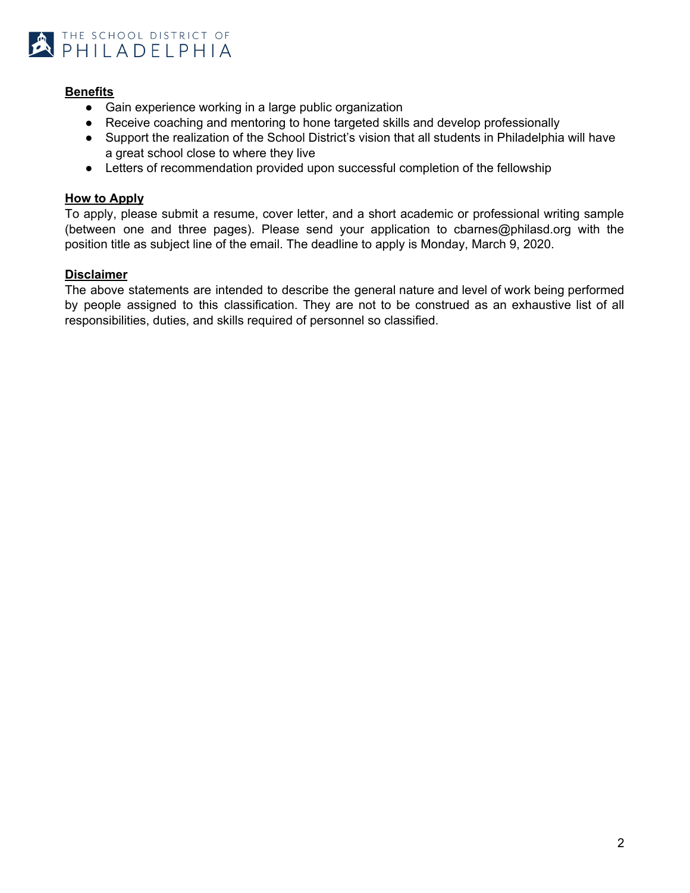**Benefits**

- Gain experience working in a large public organization
- Receive coaching and mentoring to hone targeted skills and develop professionally
- Support the realization of the School District's vision that all students in Philadelphia will have a great school close to where they live
- Letters of recommendation provided upon successful completion of the fellowship

**How to Apply**

To apply, please submit a resume, cover letter, and a short academic or professional writing sample (between one and three pages). Please send your application to cbarnes@philasd.org with the position title as subject line of the email. The deadline to apply is Monday, March 9, 2020.

**Disclaimer**

The above statements are intended to describe the general nature and level of work being performed by people assigned to this classification. They are not to be construed as an exhaustive list of all responsibilities, duties, and skills required of personnel so classified.